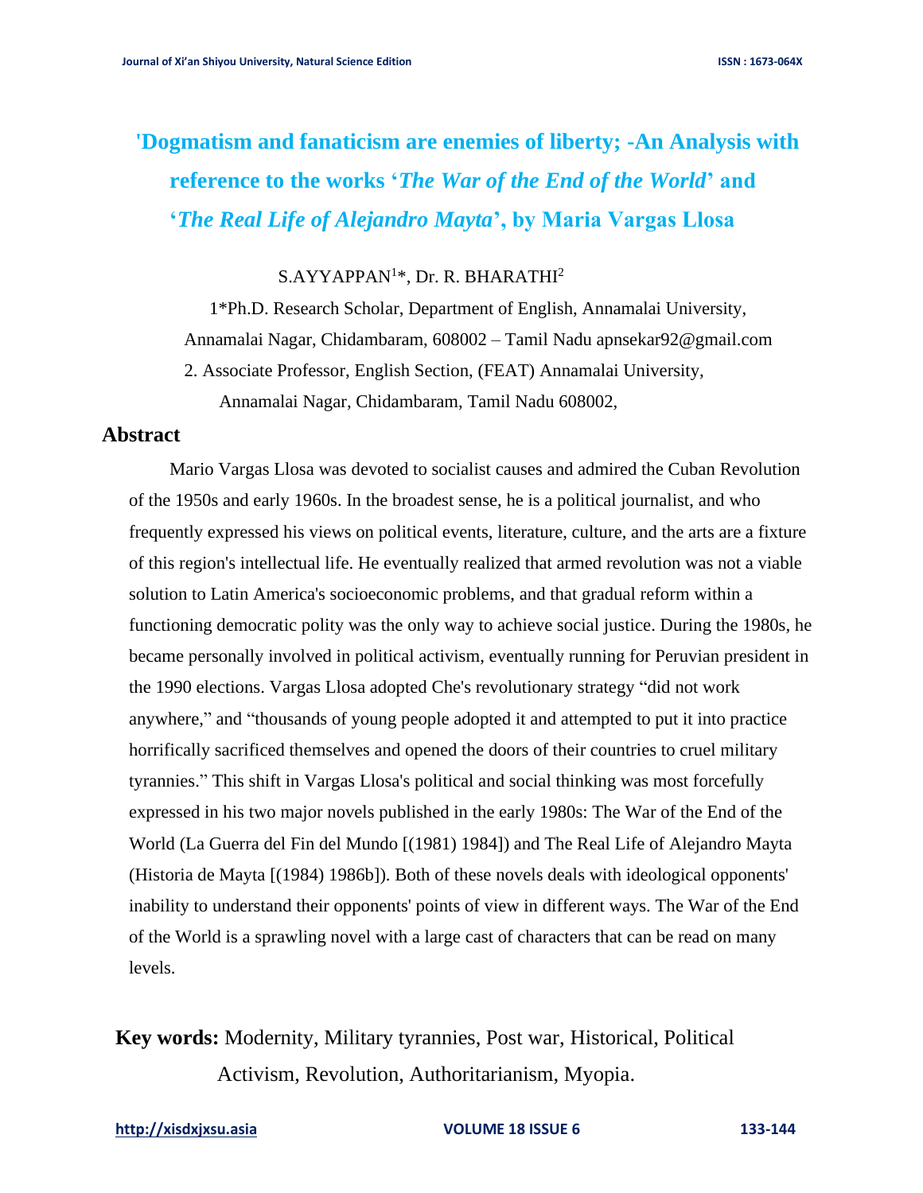# 'Dogmatism and fanaticism are enemies of liberty; -An Analysis with reference to the works '*The War of the End of the World*' and '*The Real Life of Alejandro Mayta*', by Maria Vargas Llosa

S.AYYAPPAN[1]*, Dr. R. BHARATHI[2]

1*Ph.D. Research Scholar, Department of English, Annamalai University, Annamalai Nagar, Chidambaram, 608002 – Tamil Nadu apnsekar92@gmail.com

2. Associate Professor, English Section, (FEAT) Annamalai University, Annamalai Nagar, Chidambaram, Tamil Nadu 608002,

## Abstract

Mario Vargas Llosa was devoted to socialist causes and admired the Cuban Revolution of the 1950s and early 1960s. In the broadest sense, he is a political journalist, and who frequently expressed his views on political events, literature, culture, and the arts are a fixture of this region's intellectual life. He eventually realized that armed revolution was not a viable solution to Latin America's socioeconomic problems, and that gradual reform within a functioning democratic polity was the only way to achieve social justice. During the 1980s, he became personally involved in political activism, eventually running for Peruvian president in the 1990 elections. Vargas Llosa adopted Che's revolutionary strategy "did not work anywhere," and "thousands of young people adopted it and attempted to put it into practice horrifically sacrificed themselves and opened the doors of their countries to cruel military tyrannies." This shift in Vargas Llosa's political and social thinking was most forcefully expressed in his two major novels published in the early 1980s: The War of the End of the World (La Guerra del Fin del Mundo [(1981) 1984]) and The Real Life of Alejandro Mayta (Historia de Mayta [(1984) 1986b]). Both of these novels deals with ideological opponents' inability to understand their opponents' points of view in different ways. The War of the End of the World is a sprawling novel with a large cast of characters that can be read on many levels.

**Key words:** Modernity, Military tyrannies, Post war, Historical, Political Activism, Revolution, Authoritarianism, Myopia.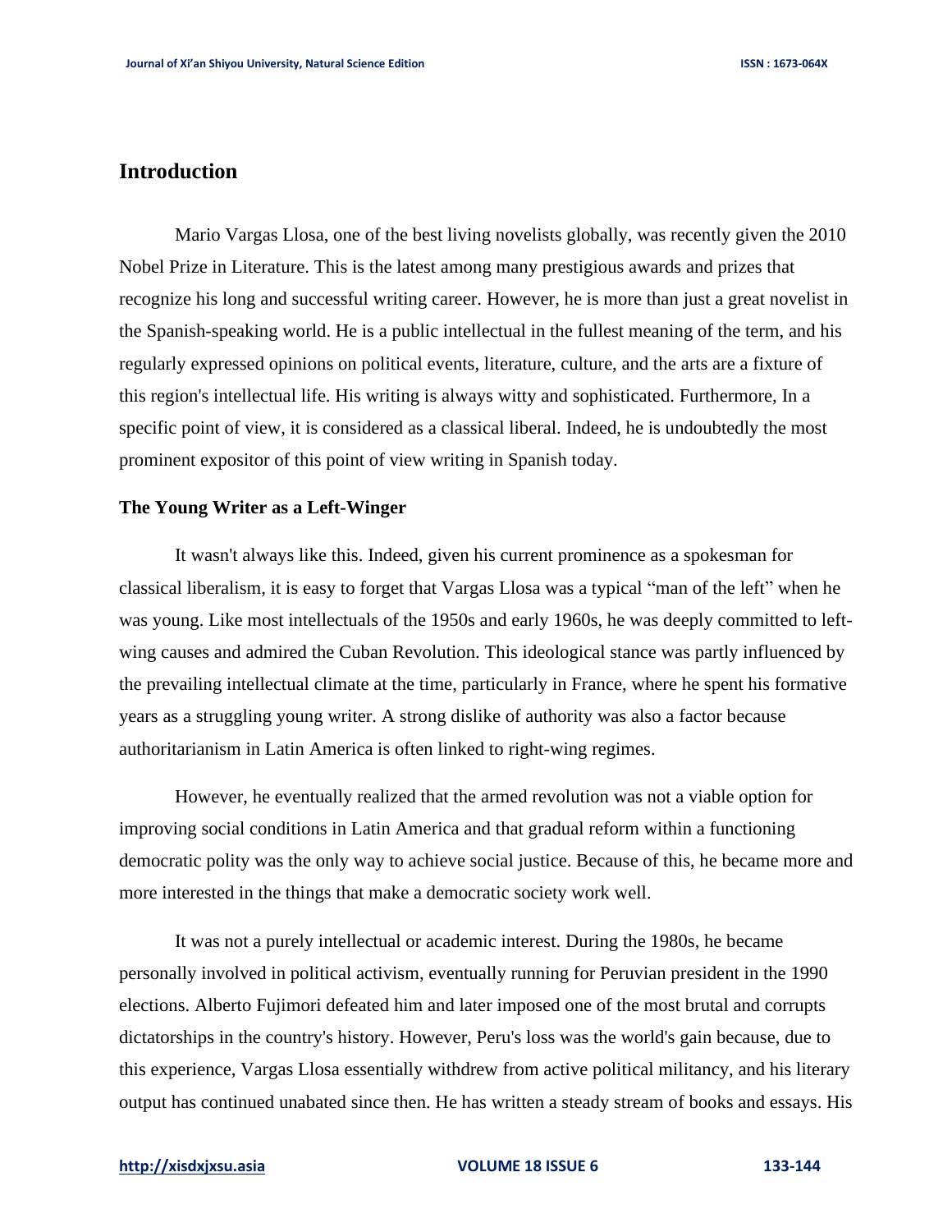## Introduction

Mario Vargas Llosa, one of the best living novelists globally, was recently given the 2010 Nobel Prize in Literature. This is the latest among many prestigious awards and prizes that recognize his long and successful writing career. However, he is more than just a great novelist in the Spanish-speaking world. He is a public intellectual in the fullest meaning of the term, and his regularly expressed opinions on political events, literature, culture, and the arts are a fixture of this region's intellectual life. His writing is always witty and sophisticated. Furthermore, In a specific point of view, it is considered as a classical liberal. Indeed, he is undoubtedly the most prominent expositor of this point of view writing in Spanish today.

### The Young Writer as a Left-Winger

It wasn't always like this. Indeed, given his current prominence as a spokesman for classical liberalism, it is easy to forget that Vargas Llosa was a typical "man of the left" when he was young. Like most intellectuals of the 1950s and early 1960s, he was deeply committed to left-wing causes and admired the Cuban Revolution. This ideological stance was partly influenced by the prevailing intellectual climate at the time, particularly in France, where he spent his formative years as a struggling young writer. A strong dislike of authority was also a factor because authoritarianism in Latin America is often linked to right-wing regimes.

However, he eventually realized that the armed revolution was not a viable option for improving social conditions in Latin America and that gradual reform within a functioning democratic polity was the only way to achieve social justice. Because of this, he became more and more interested in the things that make a democratic society work well.

It was not a purely intellectual or academic interest. During the 1980s, he became personally involved in political activism, eventually running for Peruvian president in the 1990 elections. Alberto Fujimori defeated him and later imposed one of the most brutal and corrupts dictatorships in the country's history. However, Peru's loss was the world's gain because, due to this experience, Vargas Llosa essentially withdrew from active political militancy, and his literary output has continued unabated since then. He has written a steady stream of books and essays. His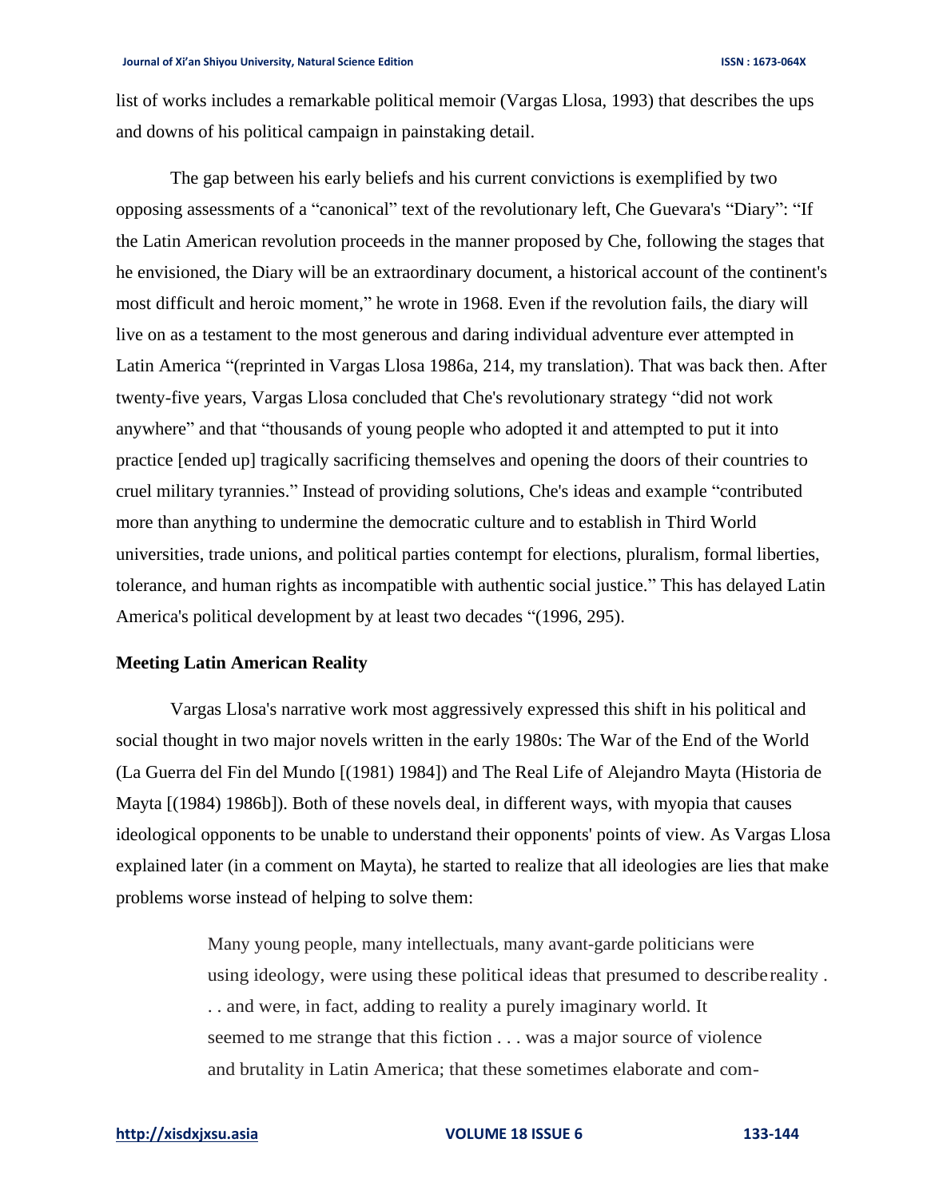list of works includes a remarkable political memoir (Vargas Llosa, 1993) that describes the ups and downs of his political campaign in painstaking detail.

The gap between his early beliefs and his current convictions is exemplified by two opposing assessments of a "canonical" text of the revolutionary left, Che Guevara's "Diary": "If the Latin American revolution proceeds in the manner proposed by Che, following the stages that he envisioned, the Diary will be an extraordinary document, a historical account of the continent's most difficult and heroic moment," he wrote in 1968. Even if the revolution fails, the diary will live on as a testament to the most generous and daring individual adventure ever attempted in Latin America "(reprinted in Vargas Llosa 1986a, 214, my translation). That was back then. After twenty-five years, Vargas Llosa concluded that Che's revolutionary strategy "did not work anywhere" and that "thousands of young people who adopted it and attempted to put it into practice [ended up] tragically sacrificing themselves and opening the doors of their countries to cruel military tyrannies." Instead of providing solutions, Che's ideas and example "contributed more than anything to undermine the democratic culture and to establish in Third World universities, trade unions, and political parties contempt for elections, pluralism, formal liberties, tolerance, and human rights as incompatible with authentic social justice." This has delayed Latin America's political development by at least two decades "(1996, 295).

**Meeting Latin American Reality**

Vargas Llosa's narrative work most aggressively expressed this shift in his political and social thought in two major novels written in the early 1980s: The War of the End of the World (La Guerra del Fin del Mundo [(1981) 1984]) and The Real Life of Alejandro Mayta (Historia de Mayta [(1984) 1986b]). Both of these novels deal, in different ways, with myopia that causes ideological opponents to be unable to understand their opponents' points of view. As Vargas Llosa explained later (in a comment on Mayta), he started to realize that all ideologies are lies that make problems worse instead of helping to solve them:

> Many young people, many intellectuals, many avant-garde politicians were using ideology, were using these political ideas that presumed to describe reality . . . and were, in fact, adding to reality a purely imaginary world. It seemed to me strange that this fiction . . . was a major source of violence and brutality in Latin America; that these sometimes elaborate and com-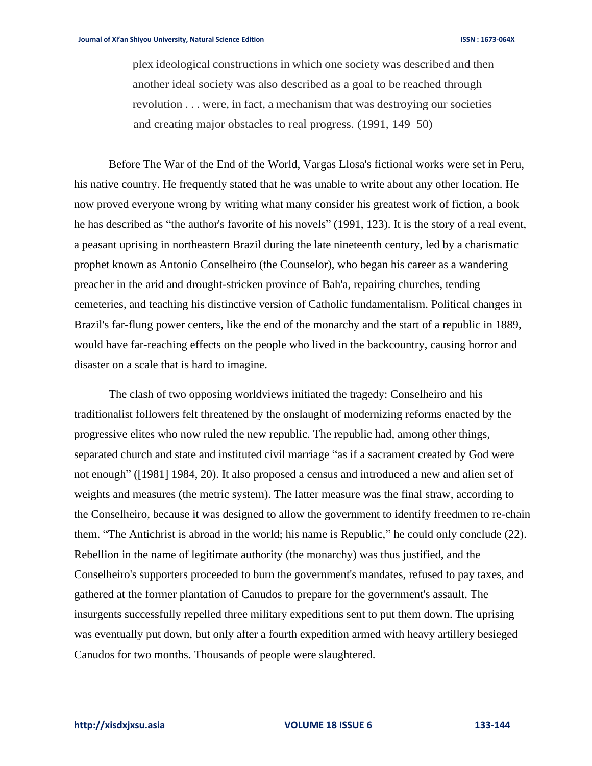> plex ideological constructions in which one society was described and then another ideal society was also described as a goal to be reached through revolution . . . were, in fact, a mechanism that was destroying our societies and creating major obstacles to real progress. (1991, 149–50)

Before The War of the End of the World, Vargas Llosa's fictional works were set in Peru, his native country. He frequently stated that he was unable to write about any other location. He now proved everyone wrong by writing what many consider his greatest work of fiction, a book he has described as "the author's favorite of his novels" (1991, 123). It is the story of a real event, a peasant uprising in northeastern Brazil during the late nineteenth century, led by a charismatic prophet known as Antonio Conselheiro (the Counselor), who began his career as a wandering preacher in the arid and drought-stricken province of Bah'a, repairing churches, tending cemeteries, and teaching his distinctive version of Catholic fundamentalism. Political changes in Brazil's far-flung power centers, like the end of the monarchy and the start of a republic in 1889, would have far-reaching effects on the people who lived in the backcountry, causing horror and disaster on a scale that is hard to imagine.

The clash of two opposing worldviews initiated the tragedy: Conselheiro and his traditionalist followers felt threatened by the onslaught of modernizing reforms enacted by the progressive elites who now ruled the new republic. The republic had, among other things, separated church and state and instituted civil marriage "as if a sacrament created by God were not enough" ([1981] 1984, 20). It also proposed a census and introduced a new and alien set of weights and measures (the metric system). The latter measure was the final straw, according to the Conselheiro, because it was designed to allow the government to identify freedmen to re-chain them. "The Antichrist is abroad in the world; his name is Republic," he could only conclude (22). Rebellion in the name of legitimate authority (the monarchy) was thus justified, and the Conselheiro's supporters proceeded to burn the government's mandates, refused to pay taxes, and gathered at the former plantation of Canudos to prepare for the government's assault. The insurgents successfully repelled three military expeditions sent to put them down. The uprising was eventually put down, but only after a fourth expedition armed with heavy artillery besieged Canudos for two months. Thousands of people were slaughtered.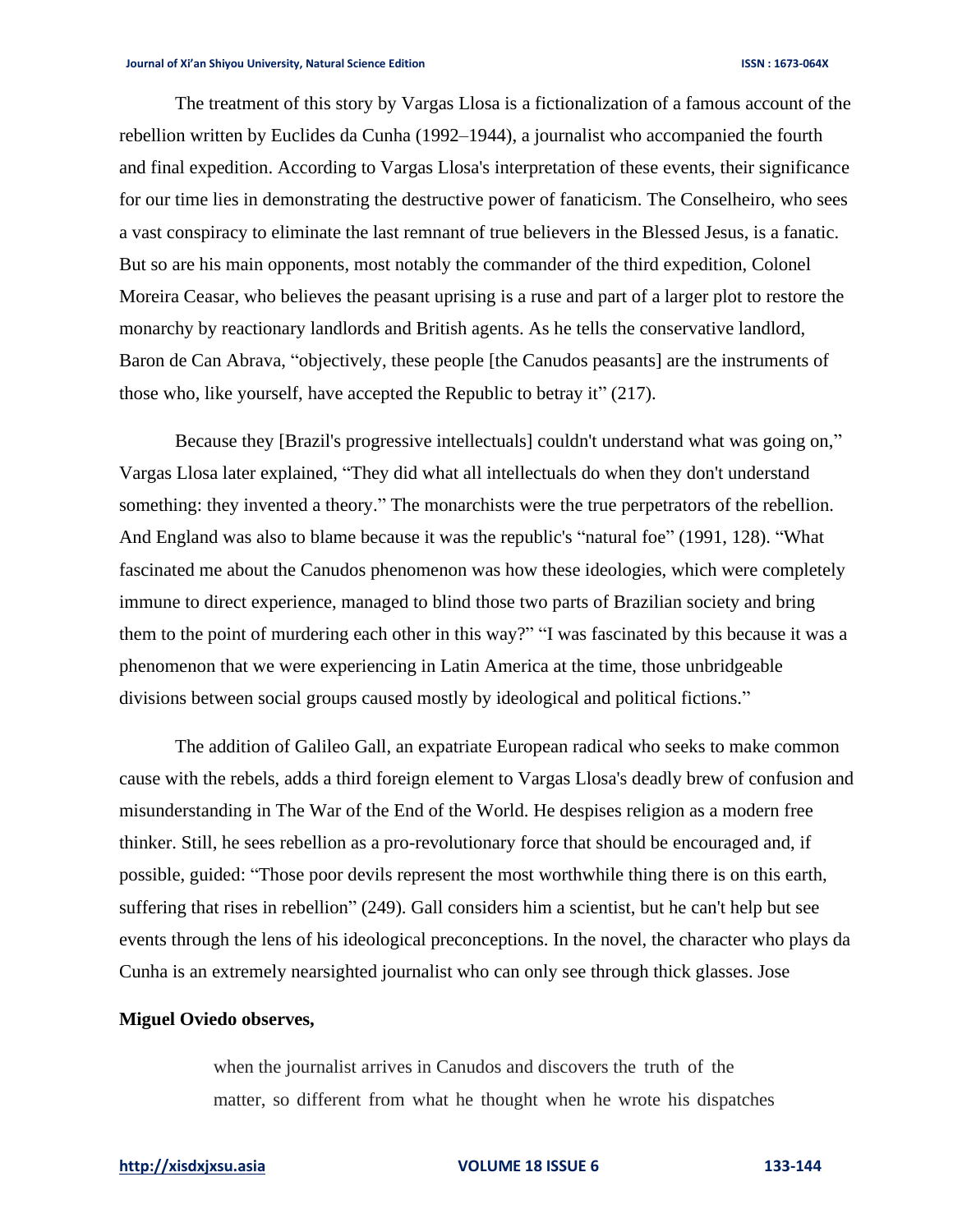The treatment of this story by Vargas Llosa is a fictionalization of a famous account of the rebellion written by Euclides da Cunha (1992–1944), a journalist who accompanied the fourth and final expedition. According to Vargas Llosa's interpretation of these events, their significance for our time lies in demonstrating the destructive power of fanaticism. The Conselheiro, who sees a vast conspiracy to eliminate the last remnant of true believers in the Blessed Jesus, is a fanatic. But so are his main opponents, most notably the commander of the third expedition, Colonel Moreira Ceasar, who believes the peasant uprising is a ruse and part of a larger plot to restore the monarchy by reactionary landlords and British agents. As he tells the conservative landlord, Baron de Can Abrava, "objectively, these people [the Canudos peasants] are the instruments of those who, like yourself, have accepted the Republic to betray it" (217).

Because they [Brazil's progressive intellectuals] couldn't understand what was going on," Vargas Llosa later explained, "They did what all intellectuals do when they don't understand something: they invented a theory." The monarchists were the true perpetrators of the rebellion. And England was also to blame because it was the republic's "natural foe" (1991, 128). "What fascinated me about the Canudos phenomenon was how these ideologies, which were completely immune to direct experience, managed to blind those two parts of Brazilian society and bring them to the point of murdering each other in this way?" "I was fascinated by this because it was a phenomenon that we were experiencing in Latin America at the time, those unbridgeable divisions between social groups caused mostly by ideological and political fictions."

The addition of Galileo Gall, an expatriate European radical who seeks to make common cause with the rebels, adds a third foreign element to Vargas Llosa's deadly brew of confusion and misunderstanding in The War of the End of the World. He despises religion as a modern free thinker. Still, he sees rebellion as a pro-revolutionary force that should be encouraged and, if possible, guided: "Those poor devils represent the most worthwhile thing there is on this earth, suffering that rises in rebellion" (249). Gall considers him a scientist, but he can't help but see events through the lens of his ideological preconceptions. In the novel, the character who plays da Cunha is an extremely nearsighted journalist who can only see through thick glasses. Jose

**Miguel Oviedo observes,**

> when the journalist arrives in Canudos and discovers the truth of the matter, so different from what he thought when he wrote his dispatches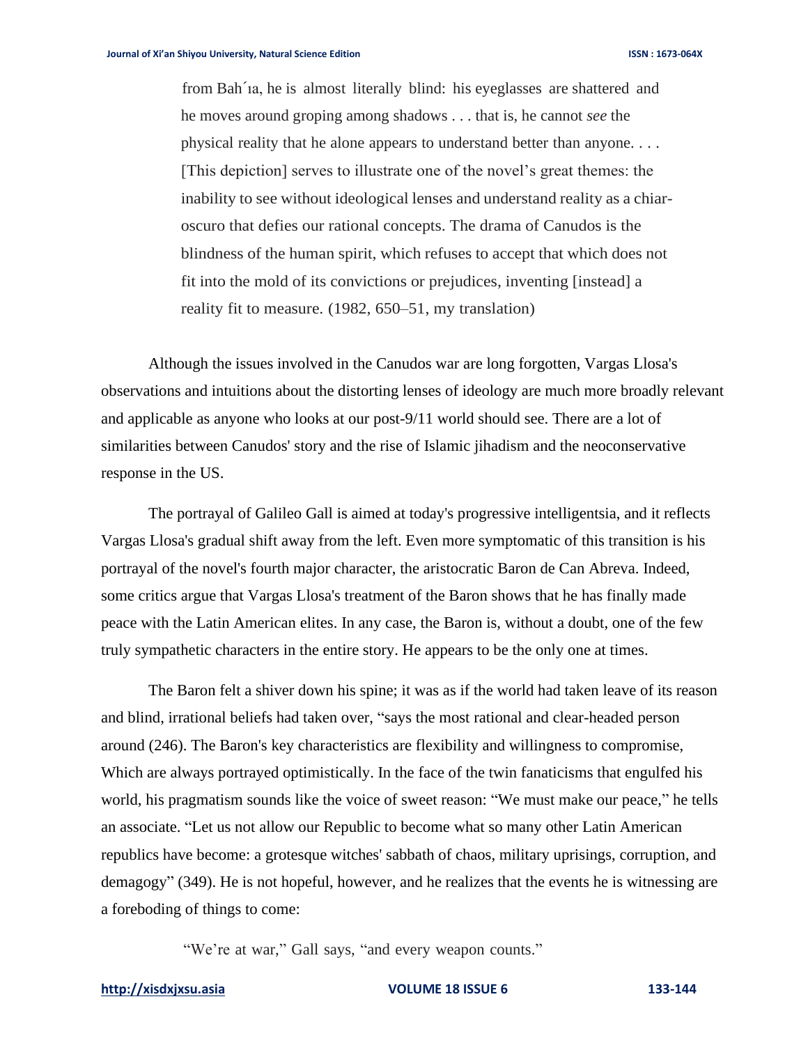> from Bah´ıa, he is almost literally blind: his eyeglasses are shattered and he moves around groping among shadows . . . that is, he cannot *see* the physical reality that he alone appears to understand better than anyone. . . . [This depiction] serves to illustrate one of the novel's great themes: the inability to see without ideological lenses and understand reality as a chiar-oscuro that defies our rational concepts. The drama of Canudos is the blindness of the human spirit, which refuses to accept that which does not fit into the mold of its convictions or prejudices, inventing [instead] a reality fit to measure. (1982, 650–51, my translation)

Although the issues involved in the Canudos war are long forgotten, Vargas Llosa's observations and intuitions about the distorting lenses of ideology are much more broadly relevant and applicable as anyone who looks at our post-9/11 world should see. There are a lot of similarities between Canudos' story and the rise of Islamic jihadism and the neoconservative response in the US.

The portrayal of Galileo Gall is aimed at today's progressive intelligentsia, and it reflects Vargas Llosa's gradual shift away from the left. Even more symptomatic of this transition is his portrayal of the novel's fourth major character, the aristocratic Baron de Can Abreva. Indeed, some critics argue that Vargas Llosa's treatment of the Baron shows that he has finally made peace with the Latin American elites. In any case, the Baron is, without a doubt, one of the few truly sympathetic characters in the entire story. He appears to be the only one at times.

The Baron felt a shiver down his spine; it was as if the world had taken leave of its reason and blind, irrational beliefs had taken over, "says the most rational and clear-headed person around (246). The Baron's key characteristics are flexibility and willingness to compromise, Which are always portrayed optimistically. In the face of the twin fanaticisms that engulfed his world, his pragmatism sounds like the voice of sweet reason: "We must make our peace," he tells an associate. "Let us not allow our Republic to become what so many other Latin American republics have become: a grotesque witches' sabbath of chaos, military uprisings, corruption, and demagogy" (349). He is not hopeful, however, and he realizes that the events he is witnessing are a foreboding of things to come:

> "We're at war," Gall says, "and every weapon counts."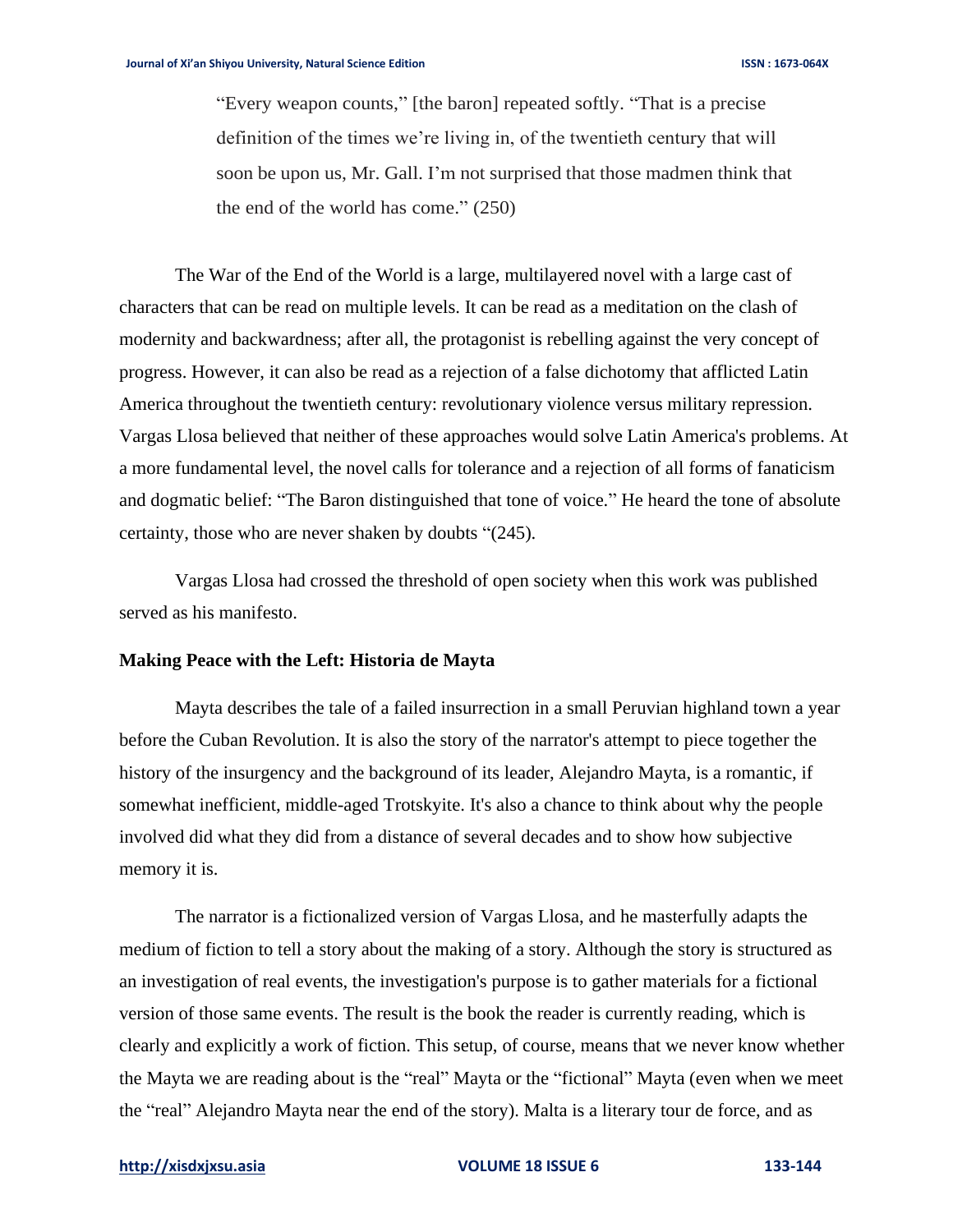> "Every weapon counts," [the baron] repeated softly. "That is a precise definition of the times we're living in, of the twentieth century that will soon be upon us, Mr. Gall. I'm not surprised that those madmen think that the end of the world has come." (250)

The War of the End of the World is a large, multilayered novel with a large cast of characters that can be read on multiple levels. It can be read as a meditation on the clash of modernity and backwardness; after all, the protagonist is rebelling against the very concept of progress. However, it can also be read as a rejection of a false dichotomy that afflicted Latin America throughout the twentieth century: revolutionary violence versus military repression. Vargas Llosa believed that neither of these approaches would solve Latin America's problems. At a more fundamental level, the novel calls for tolerance and a rejection of all forms of fanaticism and dogmatic belief: "The Baron distinguished that tone of voice." He heard the tone of absolute certainty, those who are never shaken by doubts "(245).

Vargas Llosa had crossed the threshold of open society when this work was published served as his manifesto.

**Making Peace with the Left: Historia de Mayta**

Mayta describes the tale of a failed insurrection in a small Peruvian highland town a year before the Cuban Revolution. It is also the story of the narrator's attempt to piece together the history of the insurgency and the background of its leader, Alejandro Mayta, is a romantic, if somewhat inefficient, middle-aged Trotskyite. It's also a chance to think about why the people involved did what they did from a distance of several decades and to show how subjective memory it is.

The narrator is a fictionalized version of Vargas Llosa, and he masterfully adapts the medium of fiction to tell a story about the making of a story. Although the story is structured as an investigation of real events, the investigation's purpose is to gather materials for a fictional version of those same events. The result is the book the reader is currently reading, which is clearly and explicitly a work of fiction. This setup, of course, means that we never know whether the Mayta we are reading about is the "real" Mayta or the "fictional" Mayta (even when we meet the "real" Alejandro Mayta near the end of the story). Malta is a literary tour de force, and as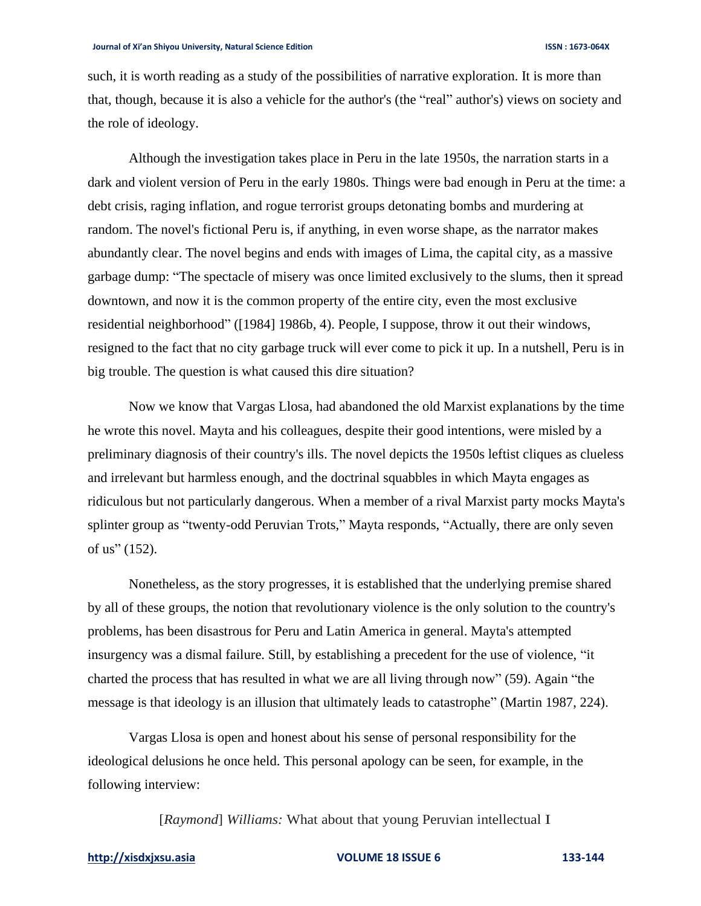such, it is worth reading as a study of the possibilities of narrative exploration. It is more than that, though, because it is also a vehicle for the author's (the "real" author's) views on society and the role of ideology.

Although the investigation takes place in Peru in the late 1950s, the narration starts in a dark and violent version of Peru in the early 1980s. Things were bad enough in Peru at the time: a debt crisis, raging inflation, and rogue terrorist groups detonating bombs and murdering at random. The novel's fictional Peru is, if anything, in even worse shape, as the narrator makes abundantly clear. The novel begins and ends with images of Lima, the capital city, as a massive garbage dump: "The spectacle of misery was once limited exclusively to the slums, then it spread downtown, and now it is the common property of the entire city, even the most exclusive residential neighborhood" ([1984] 1986b, 4). People, I suppose, throw it out their windows, resigned to the fact that no city garbage truck will ever come to pick it up. In a nutshell, Peru is in big trouble. The question is what caused this dire situation?

Now we know that Vargas Llosa, had abandoned the old Marxist explanations by the time he wrote this novel. Mayta and his colleagues, despite their good intentions, were misled by a preliminary diagnosis of their country's ills. The novel depicts the 1950s leftist cliques as clueless and irrelevant but harmless enough, and the doctrinal squabbles in which Mayta engages as ridiculous but not particularly dangerous. When a member of a rival Marxist party mocks Mayta's splinter group as "twenty-odd Peruvian Trots," Mayta responds, "Actually, there are only seven of us" (152).

Nonetheless, as the story progresses, it is established that the underlying premise shared by all of these groups, the notion that revolutionary violence is the only solution to the country's problems, has been disastrous for Peru and Latin America in general. Mayta's attempted insurgency was a dismal failure. Still, by establishing a precedent for the use of violence, "it charted the process that has resulted in what we are all living through now" (59). Again "the message is that ideology is an illusion that ultimately leads to catastrophe" (Martin 1987, 224).

Vargas Llosa is open and honest about his sense of personal responsibility for the ideological delusions he once held. This personal apology can be seen, for example, in the following interview:

[*Raymond*] *Williams:* What about that young Peruvian intellectual I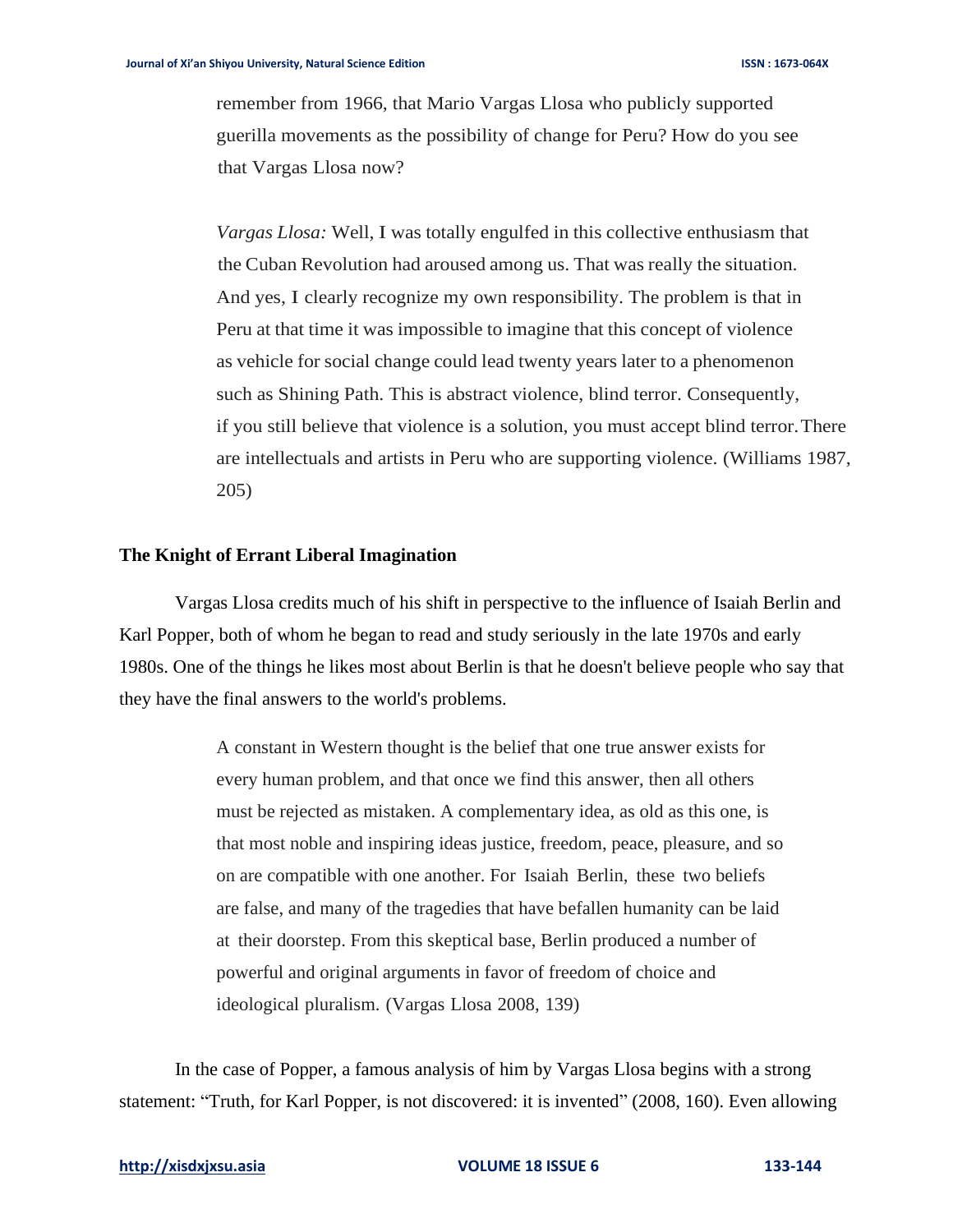> remember from 1966, that Mario Vargas Llosa who publicly supported guerilla movements as the possibility of change for Peru? How do you see that Vargas Llosa now?
>
> *Vargas Llosa:* Well, I was totally engulfed in this collective enthusiasm that the Cuban Revolution had aroused among us. That was really the situation. And yes, I clearly recognize my own responsibility. The problem is that in Peru at that time it was impossible to imagine that this concept of violence as vehicle for social change could lead twenty years later to a phenomenon such as Shining Path. This is abstract violence, blind terror. Consequently, if you still believe that violence is a solution, you must accept blind terror. There are intellectuals and artists in Peru who are supporting violence. (Williams 1987, 205)

**The Knight of Errant Liberal Imagination**

Vargas Llosa credits much of his shift in perspective to the influence of Isaiah Berlin and Karl Popper, both of whom he began to read and study seriously in the late 1970s and early 1980s. One of the things he likes most about Berlin is that he doesn't believe people who say that they have the final answers to the world's problems.

> A constant in Western thought is the belief that one true answer exists for every human problem, and that once we find this answer, then all others must be rejected as mistaken. A complementary idea, as old as this one, is that most noble and inspiring ideas justice, freedom, peace, pleasure, and so on are compatible with one another. For Isaiah Berlin, these two beliefs are false, and many of the tragedies that have befallen humanity can be laid at their doorstep. From this skeptical base, Berlin produced a number of powerful and original arguments in favor of freedom of choice and ideological pluralism. (Vargas Llosa 2008, 139)

In the case of Popper, a famous analysis of him by Vargas Llosa begins with a strong statement: "Truth, for Karl Popper, is not discovered: it is invented" (2008, 160). Even allowing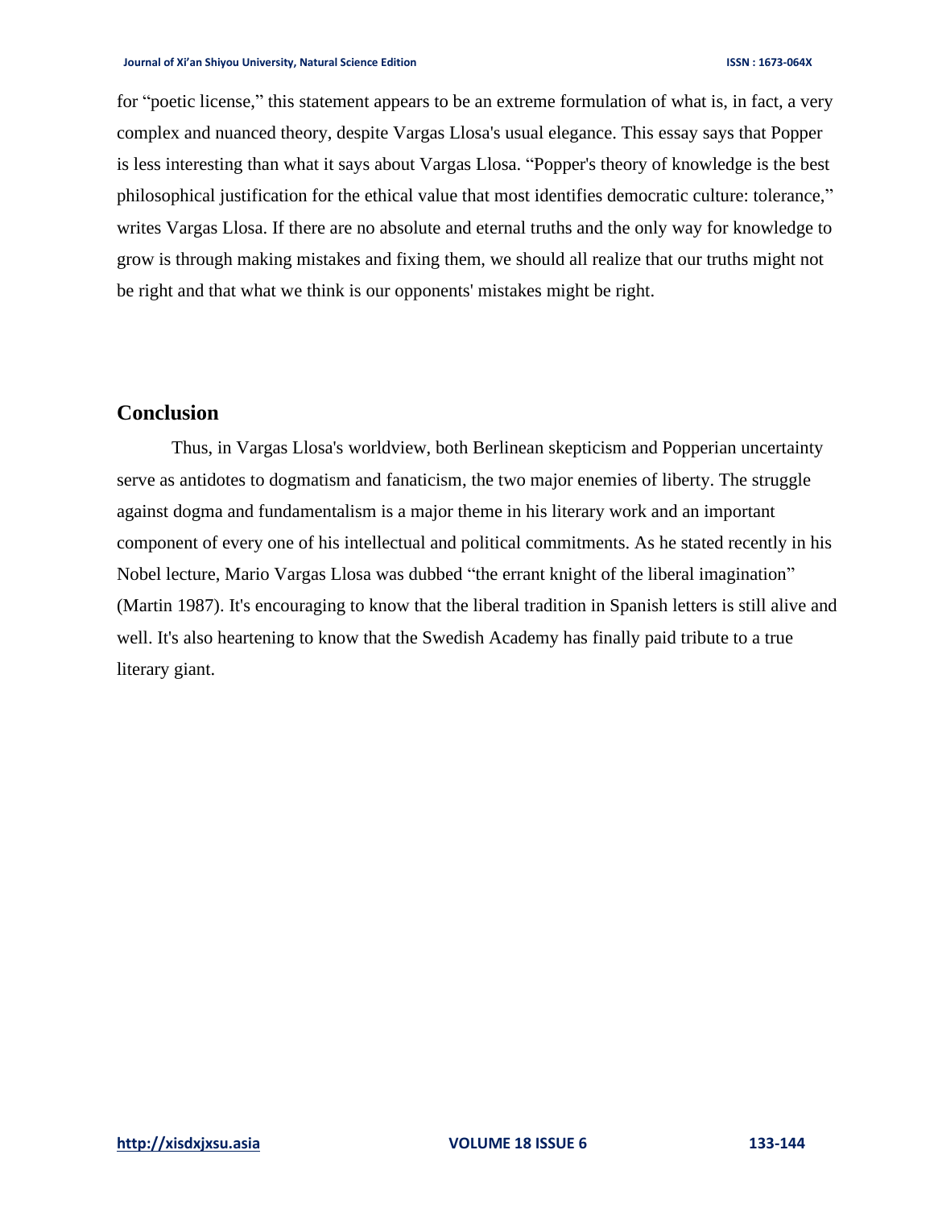for "poetic license," this statement appears to be an extreme formulation of what is, in fact, a very complex and nuanced theory, despite Vargas Llosa's usual elegance. This essay says that Popper is less interesting than what it says about Vargas Llosa. "Popper's theory of knowledge is the best philosophical justification for the ethical value that most identifies democratic culture: tolerance," writes Vargas Llosa. If there are no absolute and eternal truths and the only way for knowledge to grow is through making mistakes and fixing them, we should all realize that our truths might not be right and that what we think is our opponents' mistakes might be right.

## Conclusion

Thus, in Vargas Llosa's worldview, both Berlinean skepticism and Popperian uncertainty serve as antidotes to dogmatism and fanaticism, the two major enemies of liberty. The struggle against dogma and fundamentalism is a major theme in his literary work and an important component of every one of his intellectual and political commitments. As he stated recently in his Nobel lecture, Mario Vargas Llosa was dubbed "the errant knight of the liberal imagination" (Martin 1987). It's encouraging to know that the liberal tradition in Spanish letters is still alive and well. It's also heartening to know that the Swedish Academy has finally paid tribute to a true literary giant.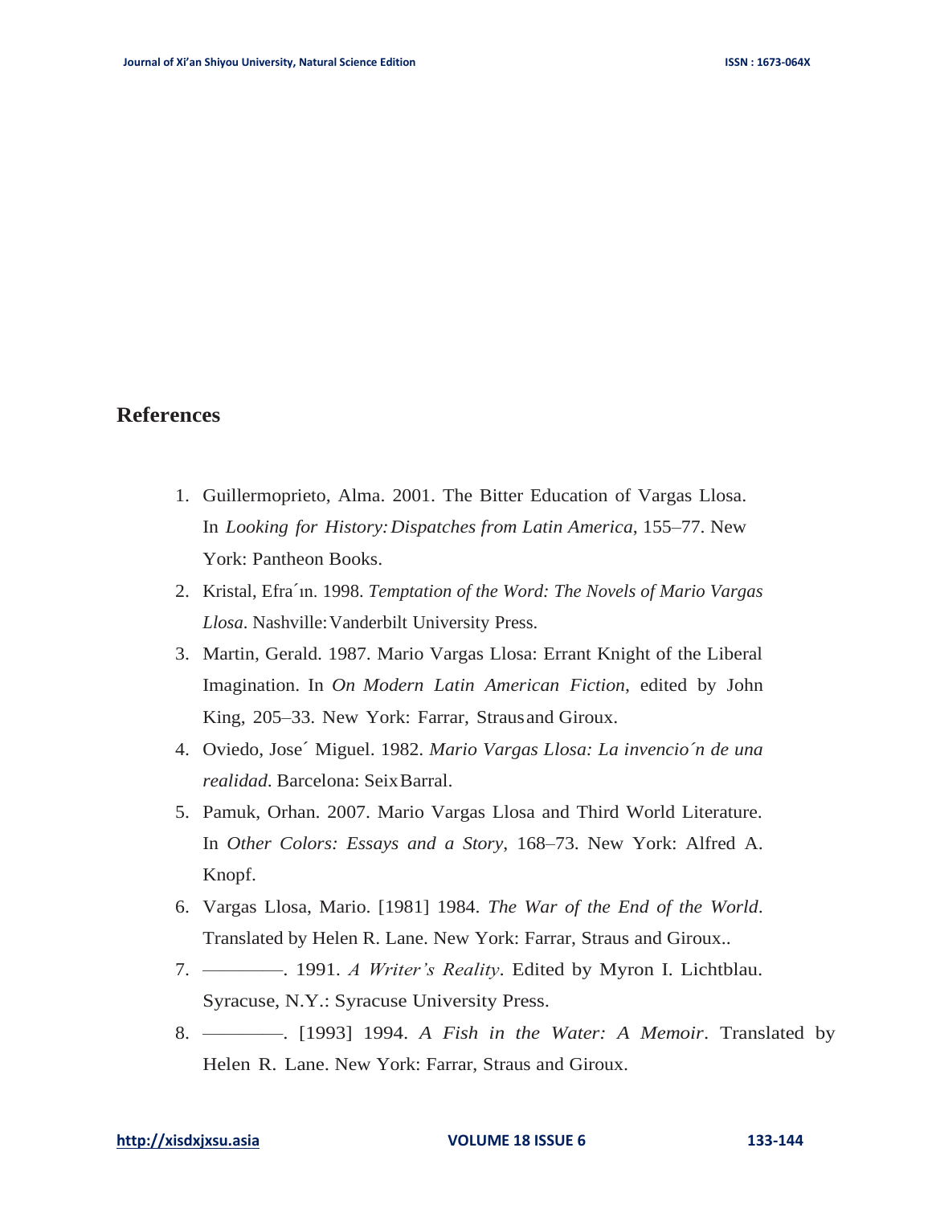## References

1. Guillermoprieto, Alma. 2001. The Bitter Education of Vargas Llosa. In *Looking for History: Dispatches from Latin America*, 155–77. New York: Pantheon Books.
2. Kristal, Efra´ın. 1998. *Temptation of the Word: The Novels of Mario Vargas Llosa*. Nashville: Vanderbilt University Press.
3. Martin, Gerald. 1987. Mario Vargas Llosa: Errant Knight of the Liberal Imagination. In *On Modern Latin American Fiction*, edited by John King, 205–33. New York: Farrar, Straus and Giroux.
4. Oviedo, Jose´ Miguel. 1982. *Mario Vargas Llosa: La invencio´n de una realidad*. Barcelona: Seix Barral.
5. Pamuk, Orhan. 2007. Mario Vargas Llosa and Third World Literature. In *Other Colors: Essays and a Story*, 168–73. New York: Alfred A. Knopf.
6. Vargas Llosa, Mario. [1981] 1984. *The War of the End of the World*. Translated by Helen R. Lane. New York: Farrar, Straus and Giroux..
7. ———. 1991. *A Writer's Reality*. Edited by Myron I. Lichtblau. Syracuse, N.Y.: Syracuse University Press.
8. ———. [1993] 1994. *A Fish in the Water: A Memoir*. Translated by Helen R. Lane. New York: Farrar, Straus and Giroux.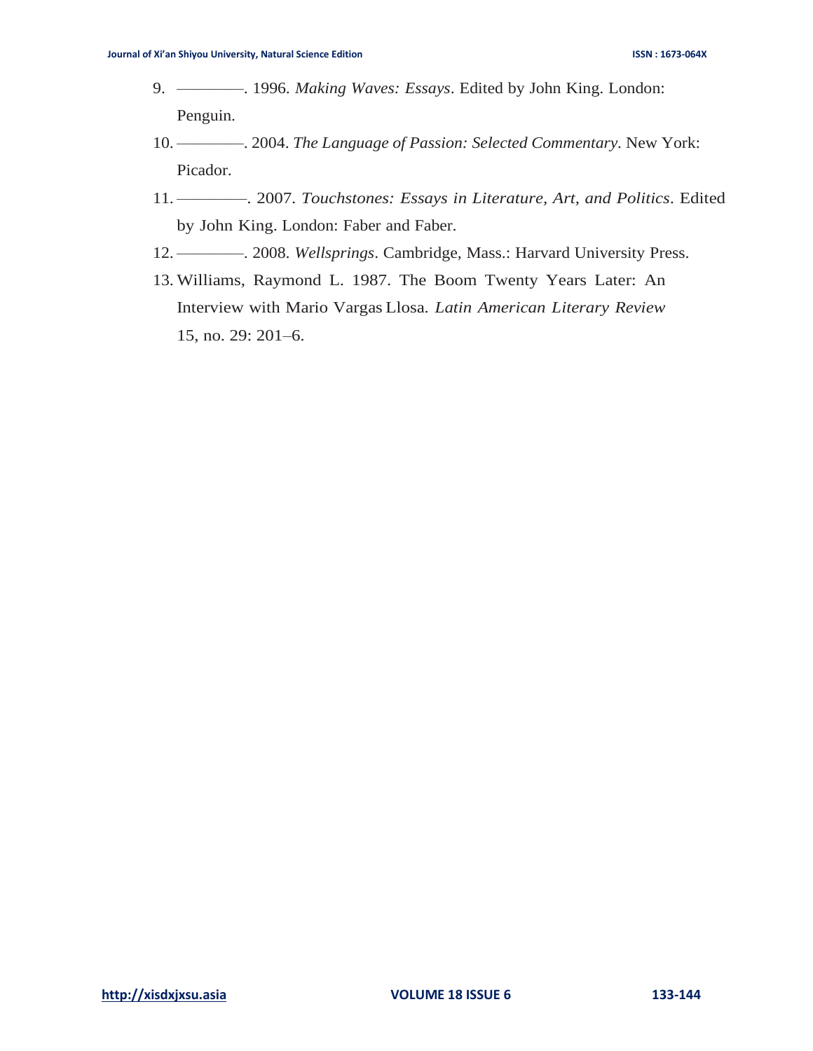9. ———. 1996. *Making Waves: Essays*. Edited by John King. London: Penguin.
10. ———. 2004. *The Language of Passion: Selected Commentary*. New York: Picador.
11. ———. 2007. *Touchstones: Essays in Literature, Art, and Politics*. Edited by John King. London: Faber and Faber.
12. ———. 2008. *Wellsprings*. Cambridge, Mass.: Harvard University Press.
13. Williams, Raymond L. 1987. The Boom Twenty Years Later: An Interview with Mario Vargas Llosa. *Latin American Literary Review* 15, no. 29: 201–6.